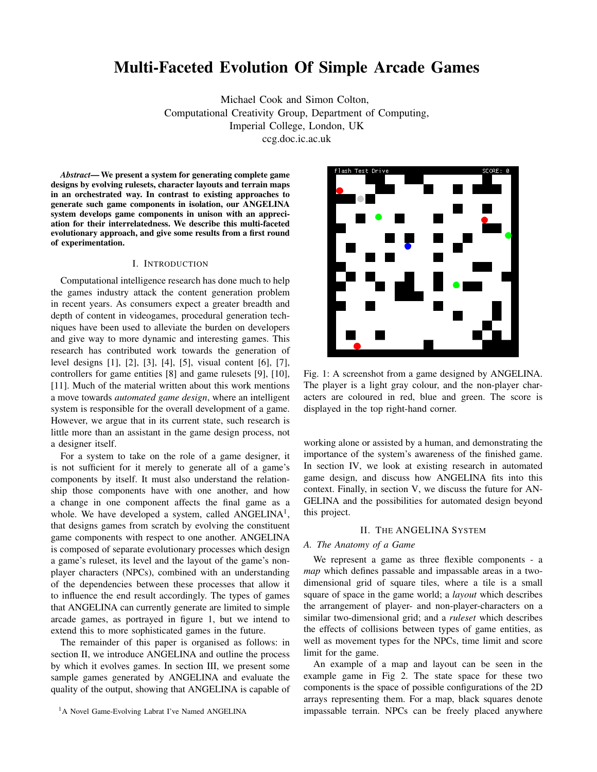# Multi-Faceted Evolution Of Simple Arcade Games

Michael Cook and Simon Colton,
Computational Creativity Group, Department of Computing,
Imperial College, London, UK
ccg.doc.ic.ac.uk

***Abstract*— We present a system for generating complete game designs by evolving rulesets, character layouts and terrain maps in an orchestrated way. In contrast to existing approaches to generate such game components in isolation, our ANGELINA system develops game components in unison with an appreciation for their interrelatedness. We describe this multi-faceted evolutionary approach, and give some results from a first round of experimentation.**

## I. Introduction

Computational intelligence research has done much to help the games industry attack the content generation problem in recent years. As consumers expect a greater breadth and depth of content in videogames, procedural generation techniques have been used to alleviate the burden on developers and give way to more dynamic and interesting games. This research has contributed work towards the generation of level designs [1], [2], [3], [4], [5], visual content [6], [7], controllers for game entities [8] and game rulesets [9], [10], [11]. Much of the material written about this work mentions a move towards *automated game design*, where an intelligent system is responsible for the overall development of a game. However, we argue that in its current state, such research is little more than an assistant in the game design process, not a designer itself.

For a system to take on the role of a game designer, it is not sufficient for it merely to generate all of a game's components by itself. It must also understand the relationship those components have with one another, and how a change in one component affects the final game as a whole. We have developed a system, called ANGELINA[1], that designs games from scratch by evolving the constituent game components with respect to one another. ANGELINA is composed of separate evolutionary processes which design a game's ruleset, its level and the layout of the game's non-player characters (NPCs), combined with an understanding of the dependencies between these processes that allow it to influence the end result accordingly. The types of games that ANGELINA can currently generate are limited to simple arcade games, as portrayed in figure 1, but we intend to extend this to more sophisticated games in the future.

The remainder of this paper is organised as follows: in section II, we introduce ANGELINA and outline the process by which it evolves games. In section III, we present some sample games generated by ANGELINA and evaluate the quality of the output, showing that ANGELINA is capable of working alone or assisted by a human, and demonstrating the importance of the system's awareness of the finished game. In section IV, we look at existing research in automated game design, and discuss how ANGELINA fits into this context. Finally, in section V, we discuss the future for ANGELINA and the possibilities for automated design beyond this project.

[1]A Novel Game-Evolving Labrat I've Named ANGELINA

Fig. 1: A screenshot from a game designed by ANGELINA. The player is a light gray colour, and the non-player characters are coloured in red, blue and green. The score is displayed in the top right-hand corner.

## II. The ANGELINA System

### A. The Anatomy of a Game

We represent a game as three flexible components - a *map* which defines passable and impassable areas in a two-dimensional grid of square tiles, where a tile is a small square of space in the game world; a *layout* which describes the arrangement of player- and non-player-characters on a similar two-dimensional grid; and a *ruleset* which describes the effects of collisions between types of game entities, as well as movement types for the NPCs, time limit and score limit for the game.

An example of a map and layout can be seen in the example game in Fig 2. The state space for these two components is the space of possible configurations of the 2D arrays representing them. For a map, black squares denote impassable terrain. NPCs can be freely placed anywhere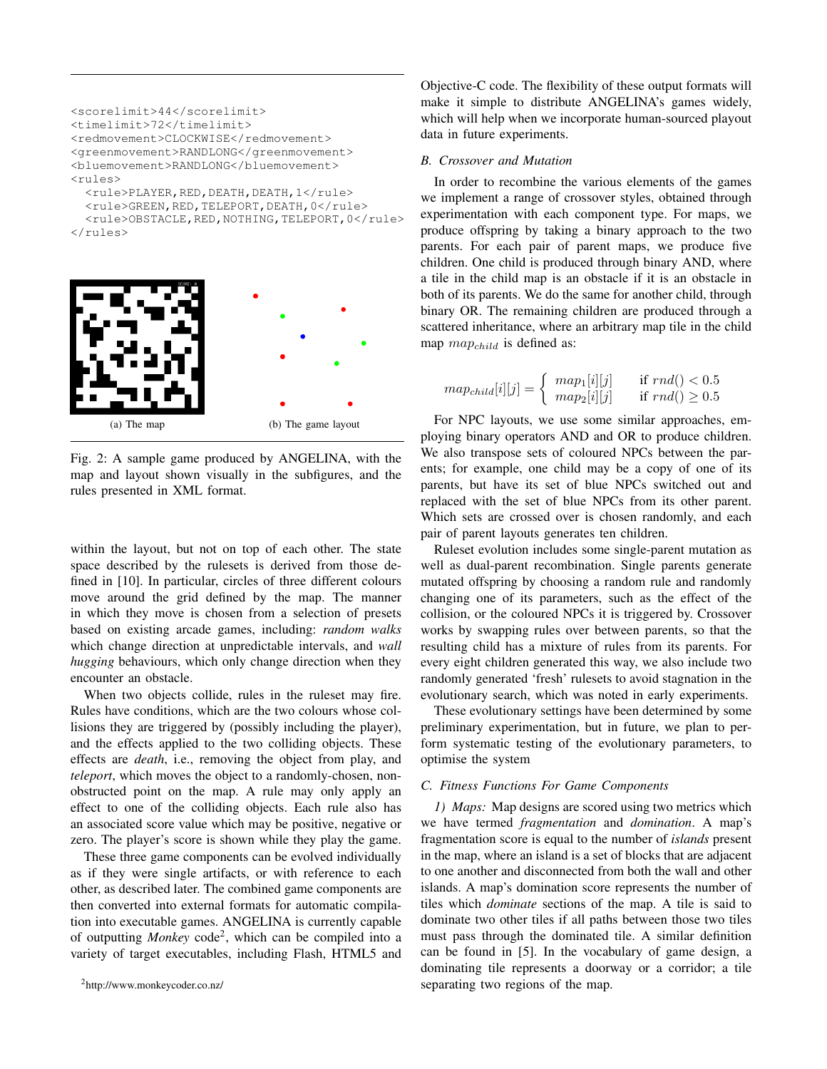```
<scorelimit>44</scorelimit>
<timelimit>72</timelimit>
<redmovement>CLOCKWISE</redmovement>
<greenmovement>RANDLONG</greenmovement>
<bluemovement>RANDLONG</bluemovement>
<rules>
  <rule>PLAYER,RED,DEATH,DEATH,1</rule>
  <rule>GREEN,RED,TELEPORT,DEATH,0</rule>
  <rule>OBSTACLE,RED,NOTHING,TELEPORT,0</rule>
</rules>
```

(a) The map

(b) The game layout

Fig. 2: A sample game produced by ANGELINA, with the map and layout shown visually in the subfigures, and the rules presented in XML format.

within the layout, but not on top of each other. The state space described by the rulesets is derived from those defined in [10]. In particular, circles of three different colours move around the grid defined by the map. The manner in which they move is chosen from a selection of presets based on existing arcade games, including: *random walks* which change direction at unpredictable intervals, and *wall hugging* behaviours, which only change direction when they encounter an obstacle.

When two objects collide, rules in the ruleset may fire. Rules have conditions, which are the two colours whose collisions they are triggered by (possibly including the player), and the effects applied to the two colliding objects. These effects are *death*, i.e., removing the object from play, and *teleport*, which moves the object to a randomly-chosen, non-obstructed point on the map. A rule may only apply an effect to one of the colliding objects. Each rule also has an associated score value which may be positive, negative or zero. The player's score is shown while they play the game.

These three game components can be evolved individually as if they were single artifacts, or with reference to each other, as described later. The combined game components are then converted into external formats for automatic compilation into executable games. ANGELINA is currently capable of outputting *Monkey* code[2], which can be compiled into a variety of target executables, including Flash, HTML5 and Objective-C code. The flexibility of these output formats will make it simple to distribute ANGELINA's games widely, which will help when we incorporate human-sourced playout data in future experiments.

[2]http://www.monkeycoder.co.nz/

### B. Crossover and Mutation

In order to recombine the various elements of the games we implement a range of crossover styles, obtained through experimentation with each component type. For maps, we produce offspring by taking a binary approach to the two parents. For each pair of parent maps, we produce five children. One child is produced through binary AND, where a tile in the child map is an obstacle if it is an obstacle in both of its parents. We do the same for another child, through binary OR. The remaining children are produced through a scattered inheritance, where an arbitrary map tile in the child map $map_{child}$ is defined as:

$$map_{child}[i][j] = \begin{cases} map_1[i][j] & \text{if } rnd() < 0.5 \\ map_2[i][j] & \text{if } rnd() \geq 0.5 \end{cases}$$

For NPC layouts, we use some similar approaches, employing binary operators AND and OR to produce children. We also transpose sets of coloured NPCs between the parents; for example, one child may be a copy of one of its parents, but have its set of blue NPCs switched out and replaced with the set of blue NPCs from its other parent. Which sets are crossed over is chosen randomly, and each pair of parent layouts generates ten children.

Ruleset evolution includes some single-parent mutation as well as dual-parent recombination. Single parents generate mutated offspring by choosing a random rule and randomly changing one of its parameters, such as the effect of the collision, or the coloured NPCs it is triggered by. Crossover works by swapping rules over between parents, so that the resulting child has a mixture of rules from its parents. For every eight children generated this way, we also include two randomly generated 'fresh' rulesets to avoid stagnation in the evolutionary search, which was noted in early experiments.

These evolutionary settings have been determined by some preliminary experimentation, but in future, we plan to perform systematic testing of the evolutionary parameters, to optimise the system

### C. Fitness Functions For Game Components

*1) Maps:* Map designs are scored using two metrics which we have termed *fragmentation* and *domination*. A map's fragmentation score is equal to the number of *islands* present in the map, where an island is a set of blocks that are adjacent to one another and disconnected from both the wall and other islands. A map's domination score represents the number of tiles which *dominate* sections of the map. A tile is said to dominate two other tiles if all paths between those two tiles must pass through the dominated tile. A similar definition can be found in [5]. In the vocabulary of game design, a dominating tile represents a doorway or a corridor; a tile separating two regions of the map.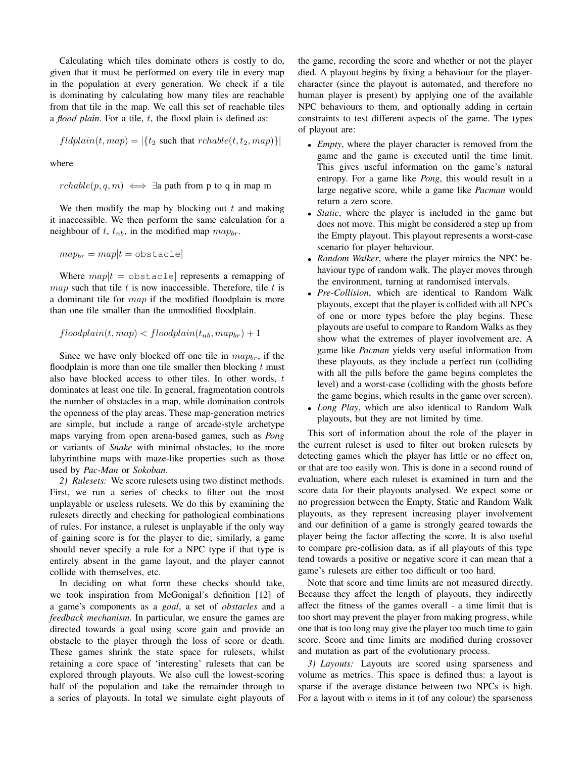Calculating which tiles dominate others is costly to do, given that it must be performed on every tile in every map in the population at every generation. We check if a tile is dominating by calculating how many tiles are reachable from that tile in the map. We call this set of reachable tiles a *flood plain*. For a tile, $t$, the flood plain is defined as:

$$fldplain(t, map) = |\{t_2 \text{ such that } rchable(t, t_2, map)\}|$$

where

$$rchable(p, q, m) \iff \exists \text{a path from p to q in map m}$$

We then modify the map by blocking out $t$ and making it inaccessible. We then perform the same calculation for a neighbour of $t$, $t_{nb}$, in the modified map $map_{br}$.

$$map_{br} = map[t = \texttt{obstacle}]$$

Where $map[t = \texttt{obstacle}]$ represents a remapping of $map$ such that tile $t$ is now inaccessible. Therefore, tile $t$ is a dominant tile for $map$ if the modified floodplain is more than one tile smaller than the unmodified floodplain.

$$floodplain(t, map) < floodplain(t_{nb}, map_{br}) + 1$$

Since we have only blocked off one tile in $map_{br}$, if the floodplain is more than one tile smaller then blocking $t$ must also have blocked access to other tiles. In other words, $t$ dominates at least one tile. In general, fragmentation controls the number of obstacles in a map, while domination controls the openness of the play areas. These map-generation metrics are simple, but include a range of arcade-style archetype maps varying from open arena-based games, such as *Pong* or variants of *Snake* with minimal obstacles, to the more labyrinthine maps with maze-like properties such as those used by *Pac-Man* or *Sokoban*.

*2) Rulesets:* We score rulesets using two distinct methods. First, we run a series of checks to filter out the most unplayable or useless rulesets. We do this by examining the rulesets directly and checking for pathological combinations of rules. For instance, a ruleset is unplayable if the only way of gaining score is for the player to die; similarly, a game should never specify a rule for a NPC type if that type is entirely absent in the game layout, and the player cannot collide with themselves, etc.

In deciding on what form these checks should take, we took inspiration from McGonigal's definition [12] of a game's components as a *goal*, a set of *obstacles* and a *feedback mechanism*. In particular, we ensure the games are directed towards a goal using score gain and provide an obstacle to the player through the loss of score or death. These games shrink the state space for rulesets, whilst retaining a core space of 'interesting' rulesets that can be explored through playouts. We also cull the lowest-scoring half of the population and take the remainder through to a series of playouts. In total we simulate eight playouts of the game, recording the score and whether or not the player died. A playout begins by fixing a behaviour for the player-character (since the playout is automated, and therefore no human player is present) by applying one of the available NPC behaviours to them, and optionally adding in certain constraints to test different aspects of the game. The types of playout are:

- *Empty*, where the player character is removed from the game and the game is executed until the time limit. This gives useful information on the game's natural entropy. For a game like *Pong*, this would result in a large negative score, while a game like *Pacman* would return a zero score.
- *Static*, where the player is included in the game but does not move. This might be considered a step up from the Empty playout. This playout represents a worst-case scenario for player behaviour.
- *Random Walker*, where the player mimics the NPC behaviour type of random walk. The player moves through the environment, turning at randomised intervals.
- *Pre-Collision*, which are identical to Random Walk playouts, except that the player is collided with all NPCs of one or more types before the play begins. These playouts are useful to compare to Random Walks as they show what the extremes of player involvement are. A game like *Pacman* yields very useful information from these playouts, as they include a perfect run (colliding with all the pills before the game begins completes the level) and a worst-case (colliding with the ghosts before the game begins, which results in the game over screen).
- *Long Play*, which are also identical to Random Walk playouts, but they are not limited by time.

This sort of information about the role of the player in the current ruleset is used to filter out broken rulesets by detecting games which the player has little or no effect on, or that are too easily won. This is done in a second round of evaluation, where each ruleset is examined in turn and the score data for their playouts analysed. We expect some or no progression between the Empty, Static and Random Walk playouts, as they represent increasing player involvement and our definition of a game is strongly geared towards the player being the factor affecting the score. It is also useful to compare pre-collision data, as if all playouts of this type tend towards a positive or negative score it can mean that a game's rulesets are either too difficult or too hard.

Note that score and time limits are not measured directly. Because they affect the length of playouts, they indirectly affect the fitness of the games overall - a time limit that is too short may prevent the player from making progress, while one that is too long may give the player too much time to gain score. Score and time limits are modified during crossover and mutation as part of the evolutionary process.

*3) Layouts:* Layouts are scored using sparseness and volume as metrics. This space is defined thus: a layout is sparse if the average distance between two NPCs is high. For a layout with $n$ items in it (of any colour) the sparseness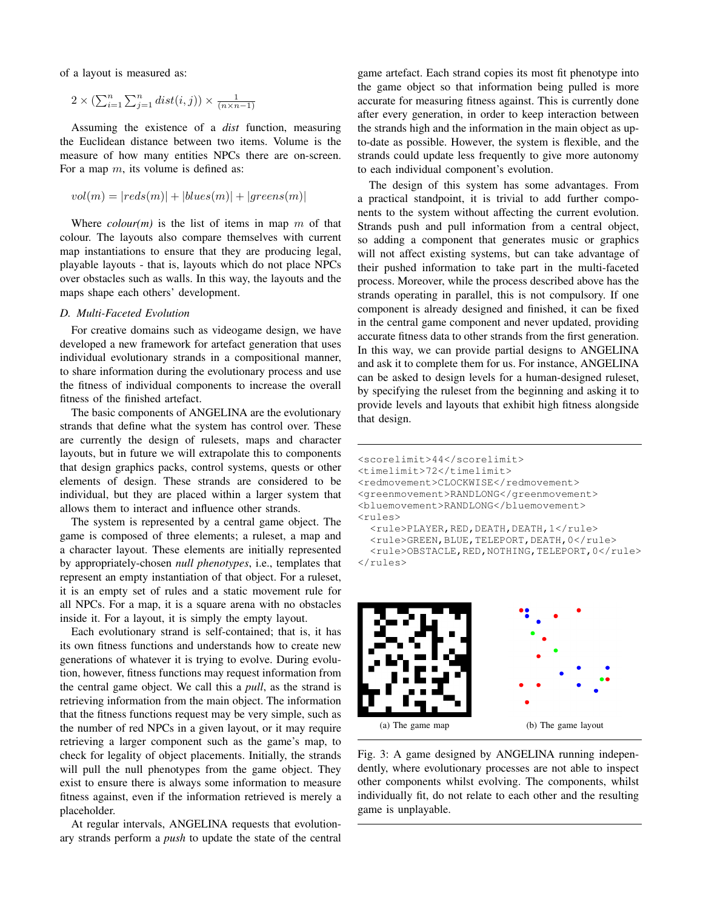of a layout is measured as:

$$2 \times (\sum_{i=1}^{n}\sum_{j=1}^{n} dist(i,j)) \times \frac{1}{(n \times n-1)}$$

Assuming the existence of a *dist* function, measuring the Euclidean distance between two items. Volume is the measure of how many entities NPCs there are on-screen. For a map $m$, its volume is defined as:

$$vol(m) = |reds(m)| + |blues(m)| + |greens(m)|$$

Where *colour(m)* is the list of items in map $m$ of that colour. The layouts also compare themselves with current map instantiations to ensure that they are producing legal, playable layouts - that is, layouts which do not place NPCs over obstacles such as walls. In this way, the layouts and the maps shape each others' development.

### D. Multi-Faceted Evolution

For creative domains such as videogame design, we have developed a new framework for artefact generation that uses individual evolutionary strands in a compositional manner, to share information during the evolutionary process and use the fitness of individual components to increase the overall fitness of the finished artefact.

The basic components of ANGELINA are the evolutionary strands that define what the system has control over. These are currently the design of rulesets, maps and character layouts, but in future we will extrapolate this to components that design graphics packs, control systems, quests or other elements of design. These strands are considered to be individual, but they are placed within a larger system that allows them to interact and influence other strands.

The system is represented by a central game object. The game is composed of three elements; a ruleset, a map and a character layout. These elements are initially represented by appropriately-chosen *null phenotypes*, i.e., templates that represent an empty instantiation of that object. For a ruleset, it is an empty set of rules and a static movement rule for all NPCs. For a map, it is a square arena with no obstacles inside it. For a layout, it is simply the empty layout.

Each evolutionary strand is self-contained; that is, it has its own fitness functions and understands how to create new generations of whatever it is trying to evolve. During evolution, however, fitness functions may request information from the central game object. We call this a *pull*, as the strand is retrieving information from the main object. The information that the fitness functions request may be very simple, such as the number of red NPCs in a given layout, or it may require retrieving a larger component such as the game's map, to check for legality of object placements. Initially, the strands will pull the null phenotypes from the game object. They exist to ensure there is always some information to measure fitness against, even if the information retrieved is merely a placeholder.

At regular intervals, ANGELINA requests that evolutionary strands perform a *push* to update the state of the central game artefact. Each strand copies its most fit phenotype into the game object so that information being pulled is more accurate for measuring fitness against. This is currently done after every generation, in order to keep interaction between the strands high and the information in the main object as up-to-date as possible. However, the system is flexible, and the strands could update less frequently to give more autonomy to each individual component's evolution.

The design of this system has some advantages. From a practical standpoint, it is trivial to add further components to the system without affecting the current evolution. Strands push and pull information from a central object, so adding a component that generates music or graphics will not affect existing systems, but can take advantage of their pushed information to take part in the multi-faceted process. Moreover, while the process described above has the strands operating in parallel, this is not compulsory. If one component is already designed and finished, it can be fixed in the central game component and never updated, providing accurate fitness data to other strands from the first generation. In this way, we can provide partial designs to ANGELINA and ask it to complete them for us. For instance, ANGELINA can be asked to design levels for a human-designed ruleset, by specifying the ruleset from the beginning and asking it to provide levels and layouts that exhibit high fitness alongside that design.

```
<scorelimit>44</scorelimit>
<timelimit>72</timelimit>
<redmovement>CLOCKWISE</redmovement>
<greenmovement>RANDLONG</greenmovement>
<bluemovement>RANDLONG</bluemovement>
<rules>
  <rule>PLAYER,RED,DEATH,DEATH,1</rule>
  <rule>GREEN,BLUE,TELEPORT,DEATH,0</rule>
  <rule>OBSTACLE,RED,NOTHING,TELEPORT,0</rule>
</rules>
```

(a) The game map

(b) The game layout

Fig. 3: A game designed by ANGELINA running independently, where evolutionary processes are not able to inspect other components whilst evolving. The components, whilst individually fit, do not relate to each other and the resulting game is unplayable.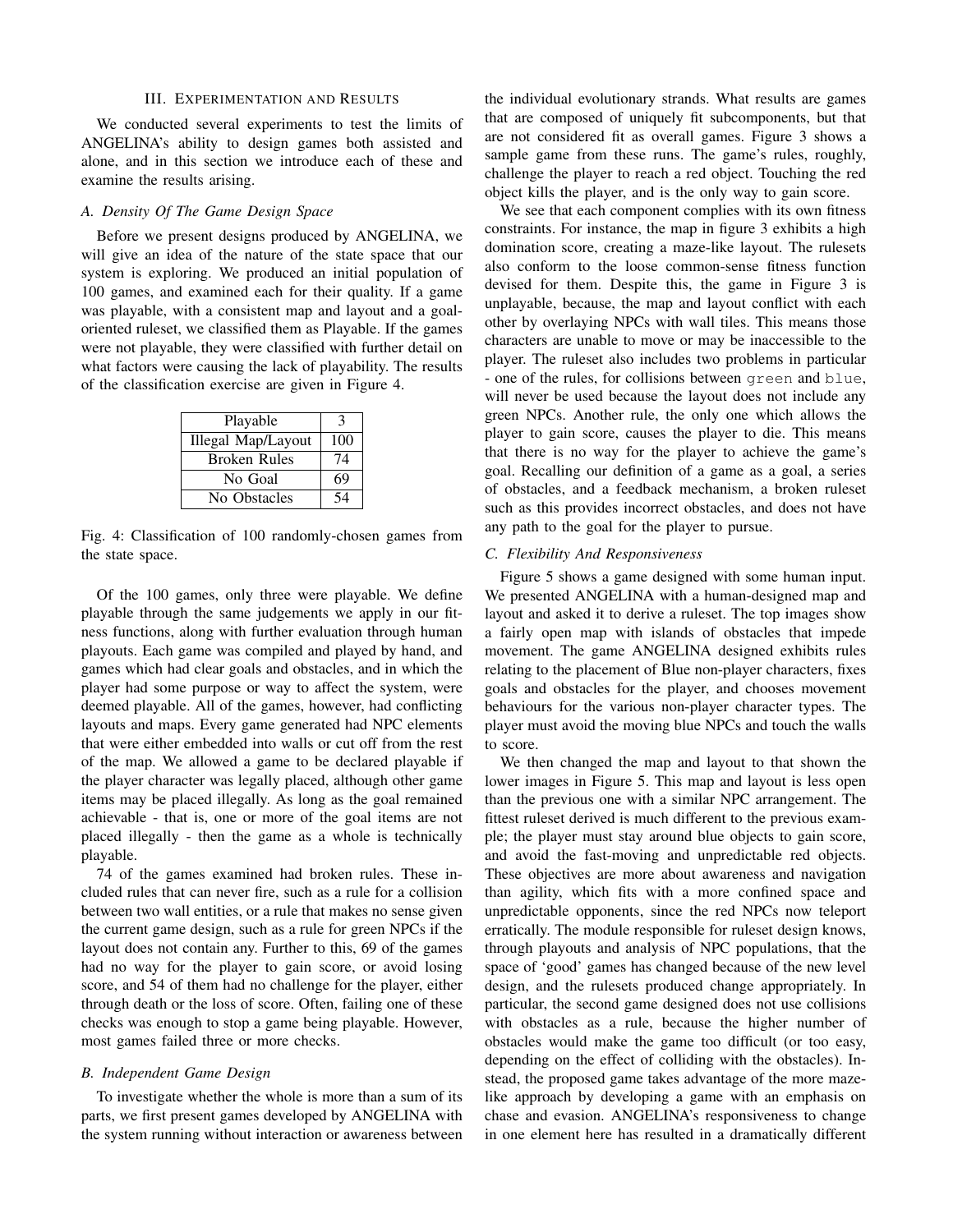## III. Experimentation and Results

We conducted several experiments to test the limits of ANGELINA's ability to design games both assisted and alone, and in this section we introduce each of these and examine the results arising.

### A. Density Of The Game Design Space

Before we present designs produced by ANGELINA, we will give an idea of the nature of the state space that our system is exploring. We produced an initial population of 100 games, and examined each for their quality. If a game was playable, with a consistent map and layout and a goal-oriented ruleset, we classified them as Playable. If the games were not playable, they were classified with further detail on what factors were causing the lack of playability. The results of the classification exercise are given in Figure 4.

| Playable | 3 |
|---|---|
| Illegal Map/Layout | 100 |
| Broken Rules | 74 |
| No Goal | 69 |
| No Obstacles | 54 |

Fig. 4: Classification of 100 randomly-chosen games from the state space.

Of the 100 games, only three were playable. We define playable through the same judgements we apply in our fitness functions, along with further evaluation through human playouts. Each game was compiled and played by hand, and games which had clear goals and obstacles, and in which the player had some purpose or way to affect the system, were deemed playable. All of the games, however, had conflicting layouts and maps. Every game generated had NPC elements that were either embedded into walls or cut off from the rest of the map. We allowed a game to be declared playable if the player character was legally placed, although other game items may be placed illegally. As long as the goal remained achievable - that is, one or more of the goal items are not placed illegally - then the game as a whole is technically playable.

74 of the games examined had broken rules. These included rules that can never fire, such as a rule for a collision between two wall entities, or a rule that makes no sense given the current game design, such as a rule for green NPCs if the layout does not contain any. Further to this, 69 of the games had no way for the player to gain score, or avoid losing score, and 54 of them had no challenge for the player, either through death or the loss of score. Often, failing one of these checks was enough to stop a game being playable. However, most games failed three or more checks.

### B. Independent Game Design

To investigate whether the whole is more than a sum of its parts, we first present games developed by ANGELINA with the system running without interaction or awareness between the individual evolutionary strands. What results are games that are composed of uniquely fit subcomponents, but that are not considered fit as overall games. Figure 3 shows a sample game from these runs. The game's rules, roughly, challenge the player to reach a red object. Touching the red object kills the player, and is the only way to gain score.

We see that each component complies with its own fitness constraints. For instance, the map in figure 3 exhibits a high domination score, creating a maze-like layout. The rulesets also conform to the loose common-sense fitness function devised for them. Despite this, the game in Figure 3 is unplayable, because, the map and layout conflict with each other by overlaying NPCs with wall tiles. This means those characters are unable to move or may be inaccessible to the player. The ruleset also includes two problems in particular - one of the rules, for collisions between `green` and `blue`, will never be used because the layout does not include any green NPCs. Another rule, the only one which allows the player to gain score, causes the player to die. This means that there is no way for the player to achieve the game's goal. Recalling our definition of a game as a goal, a series of obstacles, and a feedback mechanism, a broken ruleset such as this provides incorrect obstacles, and does not have any path to the goal for the player to pursue.

### C. Flexibility And Responsiveness

Figure 5 shows a game designed with some human input. We presented ANGELINA with a human-designed map and layout and asked it to derive a ruleset. The top images show a fairly open map with islands of obstacles that impede movement. The game ANGELINA designed exhibits rules relating to the placement of Blue non-player characters, fixes goals and obstacles for the player, and chooses movement behaviours for the various non-player character types. The player must avoid the moving blue NPCs and touch the walls to score.

We then changed the map and layout to that shown the lower images in Figure 5. This map and layout is less open than the previous one with a similar NPC arrangement. The fittest ruleset derived is much different to the previous example; the player must stay around blue objects to gain score, and avoid the fast-moving and unpredictable red objects. These objectives are more about awareness and navigation than agility, which fits with a more confined space and unpredictable opponents, since the red NPCs now teleport erratically. The module responsible for ruleset design knows, through playouts and analysis of NPC populations, that the space of 'good' games has changed because of the new level design, and the rulesets produced change appropriately. In particular, the second game designed does not use collisions with obstacles as a rule, because the higher number of obstacles would make the game too difficult (or too easy, depending on the effect of colliding with the obstacles). Instead, the proposed game takes advantage of the more maze-like approach by developing a game with an emphasis on chase and evasion. ANGELINA's responsiveness to change in one element here has resulted in a dramatically different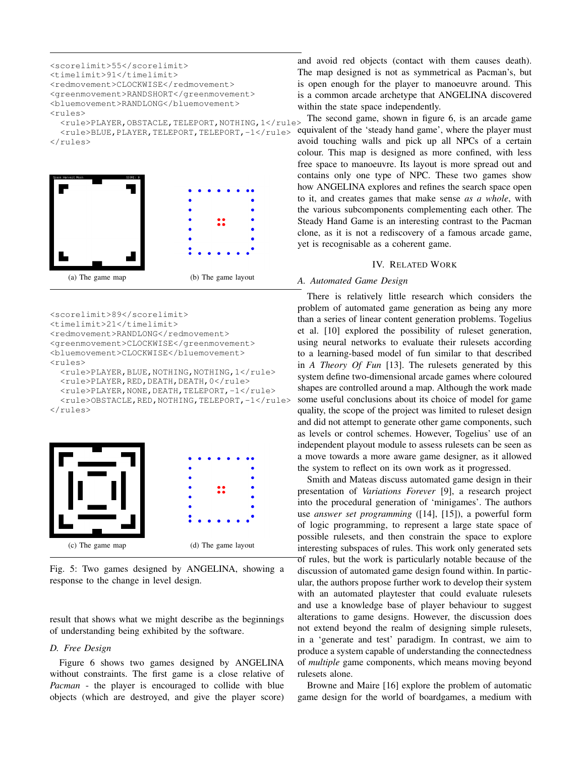```
<scorelimit>55</scorelimit>
<timelimit>91</timelimit>
<redmovement>CLOCKWISE</redmovement>
<greenmovement>RANDSHORT</greenmovement>
<bluemovement>RANDLONG</bluemovement>
<rules>
  <rule>PLAYER,OBSTACLE,TELEPORT,NOTHING,1</rule>
  <rule>BLUE,PLAYER,TELEPORT,TELEPORT,-1</rule>
</rules>
```

(a) The game map

(b) The game layout

```
<scorelimit>89</scorelimit>
<timelimit>21</timelimit>
<redmovement>RANDLONG</redmovement>
<greenmovement>CLOCKWISE</greenmovement>
<bluemovement>CLOCKWISE</bluemovement>
<rules>
  <rule>PLAYER,BLUE,NOTHING,NOTHING,1</rule>
  <rule>PLAYER,RED,DEATH,DEATH,0</rule>
  <rule>PLAYER,NONE,DEATH,TELEPORT,-1</rule>
  <rule>OBSTACLE,RED,NOTHING,TELEPORT,-1</rule>
</rules>
```

(c) The game map

(d) The game layout

Fig. 5: Two games designed by ANGELINA, showing a response to the change in level design.

result that shows what we might describe as the beginnings of understanding being exhibited by the software.

### D. Free Design

Figure 6 shows two games designed by ANGELINA without constraints. The first game is a close relative of *Pacman* - the player is encouraged to collide with blue objects (which are destroyed, and give the player score) and avoid red objects (contact with them causes death). The map designed is not as symmetrical as Pacman's, but is open enough for the player to manoeuvre around. This is a common arcade archetype that ANGELINA discovered within the state space independently.

The second game, shown in figure 6, is an arcade game equivalent of the 'steady hand game', where the player must avoid touching walls and pick up all NPCs of a certain colour. This map is designed as more confined, with less free space to manoeuvre. Its layout is more spread out and contains only one type of NPC. These two games show how ANGELINA explores and refines the search space open to it, and creates games that make sense *as a whole*, with the various subcomponents complementing each other. The Steady Hand Game is an interesting contrast to the Pacman clone, as it is not a rediscovery of a famous arcade game, yet is recognisable as a coherent game.

## IV. Related Work

### A. Automated Game Design

There is relatively little research which considers the problem of automated game generation as being any more than a series of linear content generation problems. Togelius et al. [10] explored the possibility of ruleset generation, using neural networks to evaluate their rulesets according to a learning-based model of fun similar to that described in *A Theory Of Fun* [13]. The rulesets generated by this system define two-dimensional arcade games where coloured shapes are controlled around a map. Although the work made some useful conclusions about its choice of model for game quality, the scope of the project was limited to ruleset design and did not attempt to generate other game components, such as levels or control schemes. However, Togelius' use of an independent playout module to assess rulesets can be seen as a move towards a more aware game designer, as it allowed the system to reflect on its own work as it progressed.

Smith and Mateas discuss automated game design in their presentation of *Variations Forever* [9], a research project into the procedural generation of 'minigames'. The authors use *answer set programming* ([14], [15]), a powerful form of logic programming, to represent a large state space of possible rulesets, and then constrain the space to explore interesting subspaces of rules. This work only generated sets of rules, but the work is particularly notable because of the discussion of automated game design found within. In particular, the authors propose further work to develop their system with an automated playtester that could evaluate rulesets and use a knowledge base of player behaviour to suggest alterations to game designs. However, the discussion does not extend beyond the realm of designing simple rulesets, in a 'generate and test' paradigm. In contrast, we aim to produce a system capable of understanding the connectedness of *multiple* game components, which means moving beyond rulesets alone.

Browne and Maire [16] explore the problem of automatic game design for the world of boardgames, a medium with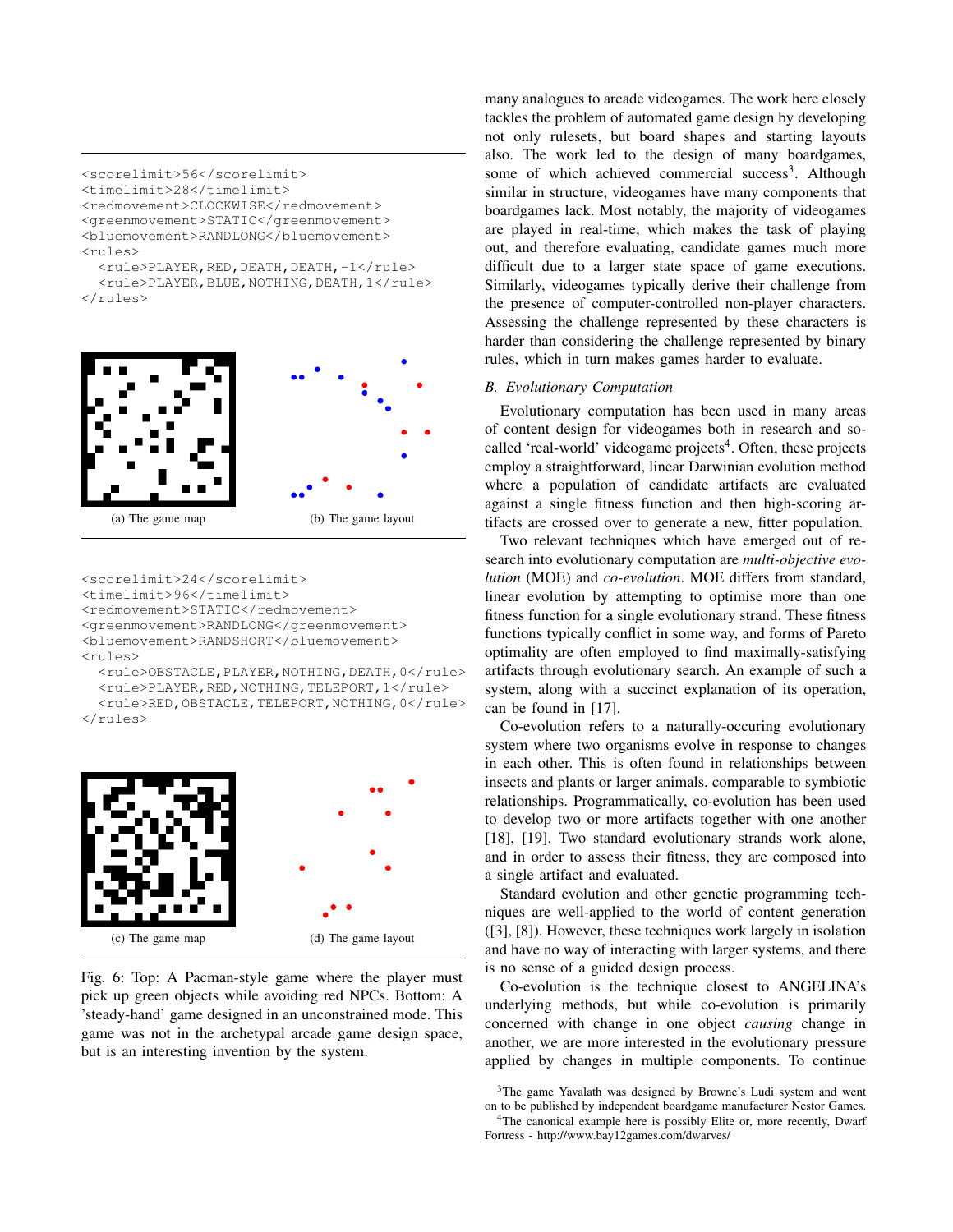```
<scorelimit>56</scorelimit>
<timelimit>28</timelimit>
<redmovement>CLOCKWISE</redmovement>
<greenmovement>STATIC</greenmovement>
<bluemovement>RANDLONG</bluemovement>
<rules>
  <rule>PLAYER,RED,DEATH,DEATH,-1</rule>
  <rule>PLAYER,BLUE,NOTHING,DEATH,1</rule>
</rules>
```

(a) The game map

(b) The game layout

```
<scorelimit>24</scorelimit>
<timelimit>96</timelimit>
<redmovement>STATIC</redmovement>
<greenmovement>RANDLONG</greenmovement>
<bluemovement>RANDSHORT</bluemovement>
<rules>
  <rule>OBSTACLE,PLAYER,NOTHING,DEATH,0</rule>
  <rule>PLAYER,RED,NOTHING,TELEPORT,1</rule>
  <rule>RED,OBSTACLE,TELEPORT,NOTHING,0</rule>
</rules>
```

(c) The game map

(d) The game layout

Fig. 6: Top: A Pacman-style game where the player must pick up green objects while avoiding red NPCs. Bottom: A 'steady-hand' game designed in an unconstrained mode. This game was not in the archetypal arcade game design space, but is an interesting invention by the system.

many analogues to arcade videogames. The work here closely tackles the problem of automated game design by developing not only rulesets, but board shapes and starting layouts also. The work led to the design of many boardgames, some of which achieved commercial success[3]. Although similar in structure, videogames have many components that boardgames lack. Most notably, the majority of videogames are played in real-time, which makes the task of playing out, and therefore evaluating, candidate games much more difficult due to a larger state space of game executions. Similarly, videogames typically derive their challenge from the presence of computer-controlled non-player characters. Assessing the challenge represented by these characters is harder than considering the challenge represented by binary rules, which in turn makes games harder to evaluate.

### B. Evolutionary Computation

Evolutionary computation has been used in many areas of content design for videogames both in research and so-called 'real-world' videogame projects[4]. Often, these projects employ a straightforward, linear Darwinian evolution method where a population of candidate artifacts are evaluated against a single fitness function and then high-scoring artifacts are crossed over to generate a new, fitter population.

Two relevant techniques which have emerged out of research into evolutionary computation are *multi-objective evolution* (MOE) and *co-evolution*. MOE differs from standard, linear evolution by attempting to optimise more than one fitness function for a single evolutionary strand. These fitness functions typically conflict in some way, and forms of Pareto optimality are often employed to find maximally-satisfying artifacts through evolutionary search. An example of such a system, along with a succinct explanation of its operation, can be found in [17].

Co-evolution refers to a naturally-occuring evolutionary system where two organisms evolve in response to changes in each other. This is often found in relationships between insects and plants or larger animals, comparable to symbiotic relationships. Programmatically, co-evolution has been used to develop two or more artifacts together with one another [18], [19]. Two standard evolutionary strands work alone, and in order to assess their fitness, they are composed into a single artifact and evaluated.

Standard evolution and other genetic programming techniques are well-applied to the world of content generation ([3], [8]). However, these techniques work largely in isolation and have no way of interacting with larger systems, and there is no sense of a guided design process.

Co-evolution is the technique closest to ANGELINA's underlying methods, but while co-evolution is primarily concerned with change in one object *causing* change in another, we are more interested in the evolutionary pressure applied by changes in multiple components. To continue

[3]The game Yavalath was designed by Browne's Ludi system and went on to be published by independent boardgame manufacturer Nestor Games.

[4]The canonical example here is possibly Elite or, more recently, Dwarf Fortress - http://www.bay12games.com/dwarves/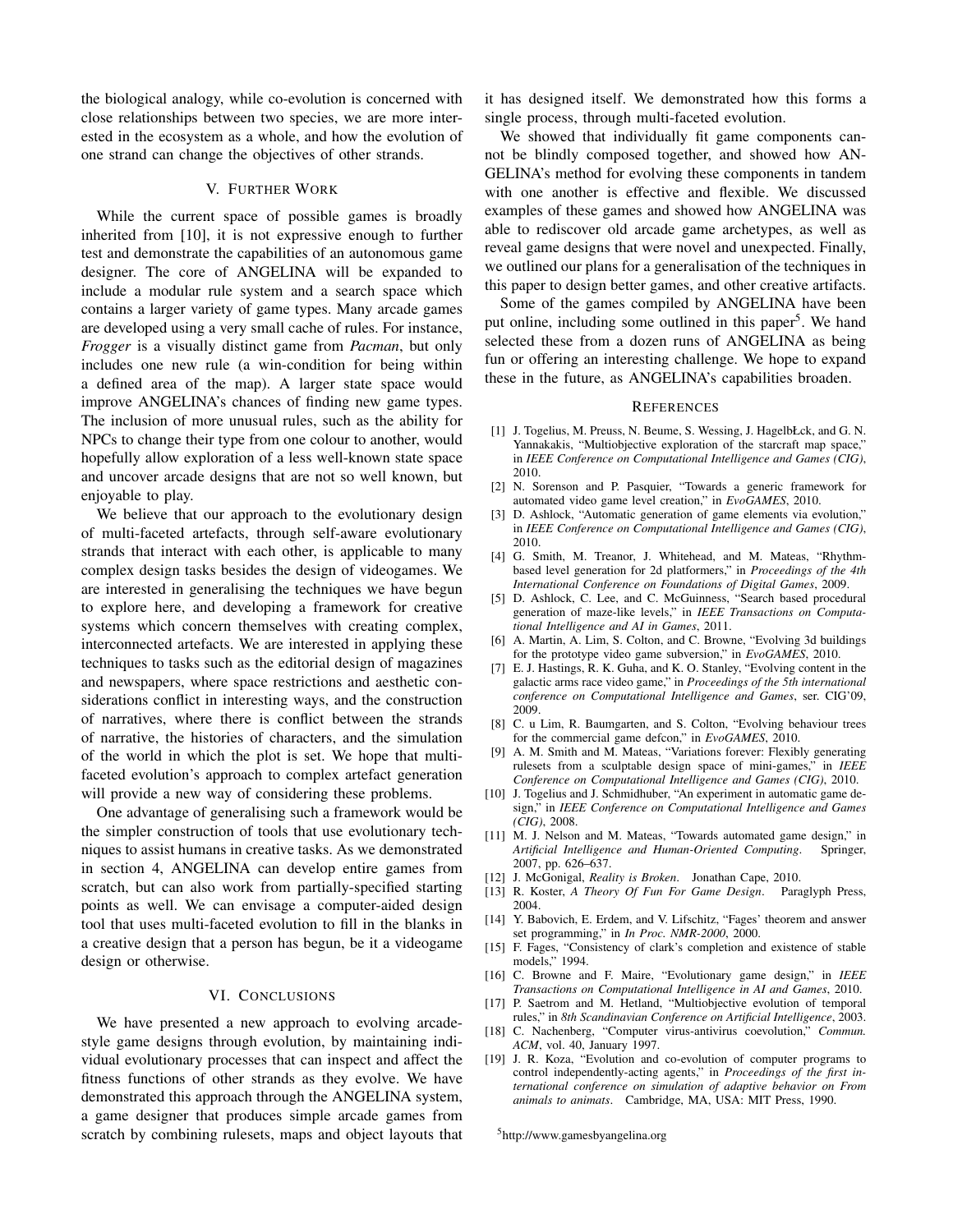the biological analogy, while co-evolution is concerned with close relationships between two species, we are more interested in the ecosystem as a whole, and how the evolution of one strand can change the objectives of other strands.

## V. Further Work

While the current space of possible games is broadly inherited from [10], it is not expressive enough to further test and demonstrate the capabilities of an autonomous game designer. The core of ANGELINA will be expanded to include a modular rule system and a search space which contains a larger variety of game types. Many arcade games are developed using a very small cache of rules. For instance, *Frogger* is a visually distinct game from *Pacman*, but only includes one new rule (a win-condition for being within a defined area of the map). A larger state space would improve ANGELINA's chances of finding new game types. The inclusion of more unusual rules, such as the ability for NPCs to change their type from one colour to another, would hopefully allow exploration of a less well-known state space and uncover arcade designs that are not so well known, but enjoyable to play.

We believe that our approach to the evolutionary design of multi-faceted artefacts, through self-aware evolutionary strands that interact with each other, is applicable to many complex design tasks besides the design of videogames. We are interested in generalising the techniques we have begun to explore here, and developing a framework for creative systems which concern themselves with creating complex, interconnected artefacts. We are interested in applying these techniques to tasks such as the editorial design of magazines and newspapers, where space restrictions and aesthetic considerations conflict in interesting ways, and the construction of narratives, where there is conflict between the strands of narrative, the histories of characters, and the simulation of the world in which the plot is set. We hope that multi-faceted evolution's approach to complex artefact generation will provide a new way of considering these problems.

One advantage of generalising such a framework would be the simpler construction of tools that use evolutionary techniques to assist humans in creative tasks. As we demonstrated in section 4, ANGELINA can develop entire games from scratch, but can also work from partially-specified starting points as well. We can envisage a computer-aided design tool that uses multi-faceted evolution to fill in the blanks in a creative design that a person has begun, be it a videogame design or otherwise.

## VI. Conclusions

We have presented a new approach to evolving arcade-style game designs through evolution, by maintaining individual evolutionary processes that can inspect and affect the fitness functions of other strands as they evolve. We have demonstrated this approach through the ANGELINA system, a game designer that produces simple arcade games from scratch by combining rulesets, maps and object layouts that it has designed itself. We demonstrated how this forms a single process, through multi-faceted evolution.

We showed that individually fit game components cannot be blindly composed together, and showed how ANGELINA's method for evolving these components in tandem with one another is effective and flexible. We discussed examples of these games and showed how ANGELINA was able to rediscover old arcade game archetypes, as well as reveal game designs that were novel and unexpected. Finally, we outlined our plans for a generalisation of the techniques in this paper to design better games, and other creative artifacts.

Some of the games compiled by ANGELINA have been put online, including some outlined in this paper[5]. We hand selected these from a dozen runs of ANGELINA as being fun or offering an interesting challenge. We hope to expand these in the future, as ANGELINA's capabilities broaden.

## References

[1] J. Togelius, M. Preuss, N. Beume, S. Wessing, J. HagelbŁck, and G. N. Yannakakis, "Multiobjective exploration of the starcraft map space," in *IEEE Conference on Computational Intelligence and Games (CIG)*, 2010.

[2] N. Sorenson and P. Pasquier, "Towards a generic framework for automated video game level creation," in *EvoGAMES*, 2010.

[3] D. Ashlock, "Automatic generation of game elements via evolution," in *IEEE Conference on Computational Intelligence and Games (CIG)*, 2010.

[4] G. Smith, M. Treanor, J. Whitehead, and M. Mateas, "Rhythm-based level generation for 2d platformers," in *Proceedings of the 4th International Conference on Foundations of Digital Games*, 2009.

[5] D. Ashlock, C. Lee, and C. McGuinness, "Search based procedural generation of maze-like levels," in *IEEE Transactions on Computational Intelligence and AI in Games*, 2011.

[6] A. Martin, A. Lim, S. Colton, and C. Browne, "Evolving 3d buildings for the prototype video game subversion," in *EvoGAMES*, 2010.

[7] E. J. Hastings, R. K. Guha, and K. O. Stanley, "Evolving content in the galactic arms race video game," in *Proceedings of the 5th international conference on Computational Intelligence and Games*, ser. CIG'09, 2009.

[8] C. u Lim, R. Baumgarten, and S. Colton, "Evolving behaviour trees for the commercial game defcon," in *EvoGAMES*, 2010.

[9] A. M. Smith and M. Mateas, "Variations forever: Flexibly generating rulesets from a sculptable design space of mini-games," in *IEEE Conference on Computational Intelligence and Games (CIG)*, 2010.

[10] J. Togelius and J. Schmidhuber, "An experiment in automatic game design," in *IEEE Conference on Computational Intelligence and Games (CIG)*, 2008.

[11] M. J. Nelson and M. Mateas, "Towards automated game design," in *Artificial Intelligence and Human-Oriented Computing*. Springer, 2007, pp. 626–637.

[12] J. McGonigal, *Reality is Broken*. Jonathan Cape, 2010.

[13] R. Koster, *A Theory Of Fun For Game Design*. Paraglyph Press, 2004.

[14] Y. Babovich, E. Erdem, and V. Lifschitz, "Fages' theorem and answer set programming," in *In Proc. NMR-2000*, 2000.

[15] F. Fages, "Consistency of clark's completion and existence of stable models," 1994.

[16] C. Browne and F. Maire, "Evolutionary game design," in *IEEE Transactions on Computational Intelligence in AI and Games*, 2010.

[17] P. Saetrom and M. Hetland, "Multiobjective evolution of temporal rules," in *8th Scandinavian Conference on Artificial Intelligence*, 2003.

[18] C. Nachenberg, "Computer virus-antivirus coevolution," *Commun. ACM*, vol. 40, January 1997.

[19] J. R. Koza, "Evolution and co-evolution of computer programs to control independently-acting agents," in *Proceedings of the first international conference on simulation of adaptive behavior on From animals to animats*. Cambridge, MA, USA: MIT Press, 1990.

[5] http://www.gamesbyangelina.org